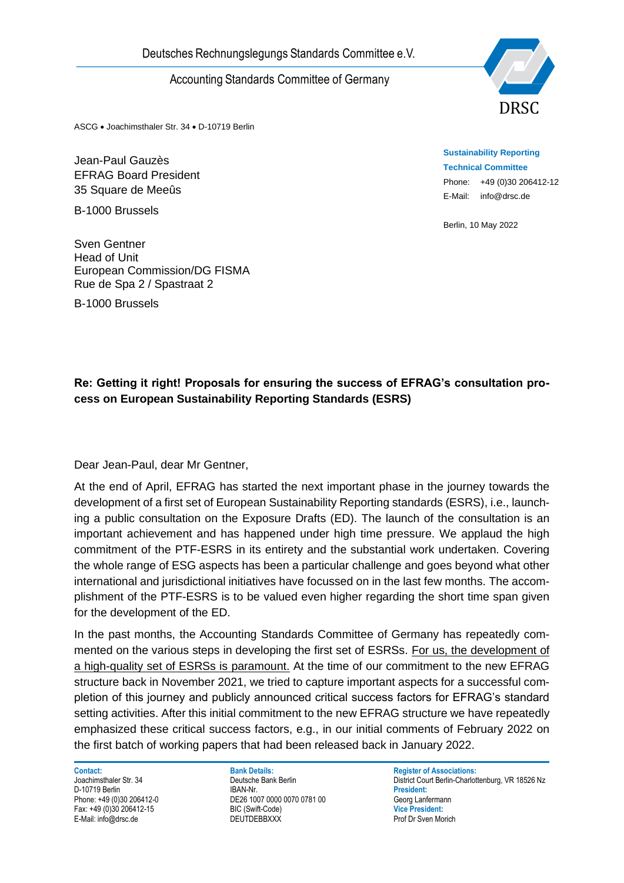Deutsches Rechnungslegungs Standards Committee e.V.

Accounting Standards Committee of Germany

DRSC

ASCG • Joachimsthaler Str. 34 • D-10719 Berlin

Jean-Paul Gauzès
EFRAG Board President
35 Square de Meeûs

B-1000 Brussels

Sven Gentner
Head of Unit
European Commission/DG FISMA
Rue de Spa 2 / Spastraat 2

B-1000 Brussels

**Sustainability Reporting Technical Committee**
Phone: +49 (0)30 206412-12
E-Mail: info@drsc.de

Berlin, 10 May 2022

**Re: Getting it right! Proposals for ensuring the success of EFRAG's consultation process on European Sustainability Reporting Standards (ESRS)**

Dear Jean-Paul, dear Mr Gentner,

At the end of April, EFRAG has started the next important phase in the journey towards the development of a first set of European Sustainability Reporting standards (ESRS), i.e., launching a public consultation on the Exposure Drafts (ED). The launch of the consultation is an important achievement and has happened under high time pressure. We applaud the high commitment of the PTF-ESRS in its entirety and the substantial work undertaken. Covering the whole range of ESG aspects has been a particular challenge and goes beyond what other international and jurisdictional initiatives have focussed on in the last few months. The accomplishment of the PTF-ESRS is to be valued even higher regarding the short time span given for the development of the ED.

In the past months, the Accounting Standards Committee of Germany has repeatedly commented on the various steps in developing the first set of ESRSs. For us, the development of a high-quality set of ESRSs is paramount. At the time of our commitment to the new EFRAG structure back in November 2021, we tried to capture important aspects for a successful completion of this journey and publicly announced critical success factors for EFRAG's standard setting activities. After this initial commitment to the new EFRAG structure we have repeatedly emphasized these critical success factors, e.g., in our initial comments of February 2022 on the first batch of working papers that had been released back in January 2022.

**Contact:**
Joachimsthaler Str. 34
D-10719 Berlin
Phone: +49 (0)30 206412-0
Fax: +49 (0)30 206412-15
E-Mail: info@drsc.de

**Bank Details:**
Deutsche Bank Berlin
IBAN-Nr.
DE26 1007 0000 0070 0781 00
BIC (Swift-Code)
DEUTDEBBXXX

**Register of Associations:**
District Court Berlin-Charlottenburg, VR 18526 Nz
**President:**
Georg Lanfermann
**Vice President:**
Prof Dr Sven Morich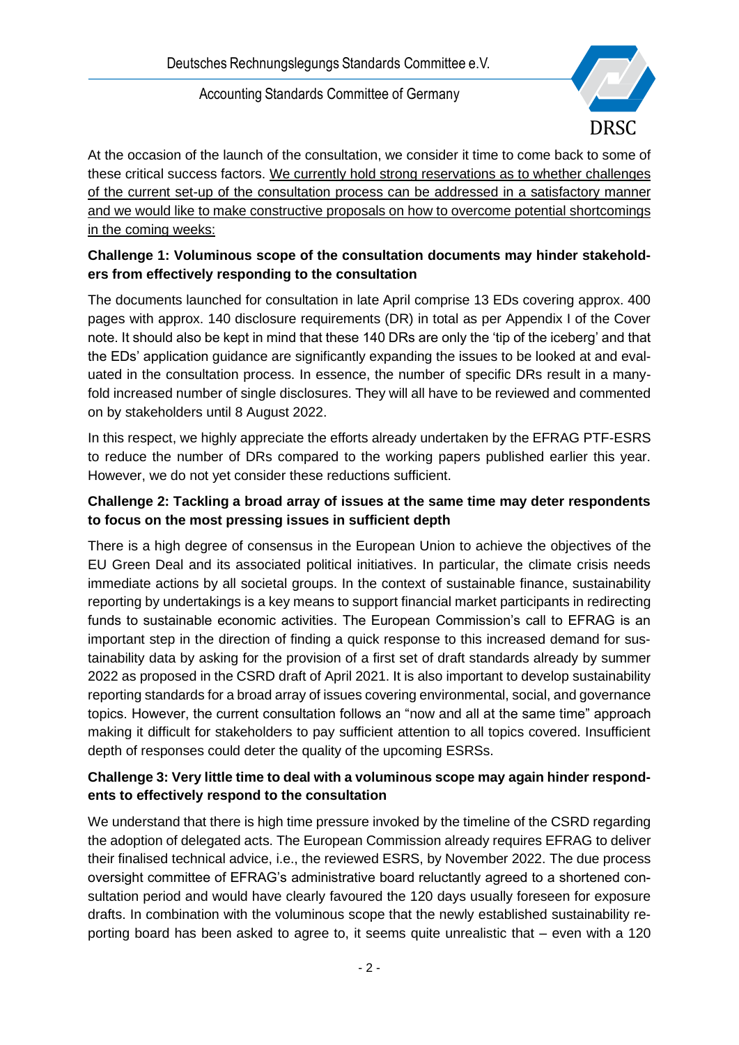At the occasion of the launch of the consultation, we consider it time to come back to some of these critical success factors. <u>We currently hold strong reservations as to whether challenges of the current set-up of the consultation process can be addressed in a satisfactory manner and we would like to make constructive proposals on how to overcome potential shortcomings in the coming weeks:</u>

**Challenge 1: Voluminous scope of the consultation documents may hinder stakeholders from effectively responding to the consultation**

The documents launched for consultation in late April comprise 13 EDs covering approx. 400 pages with approx. 140 disclosure requirements (DR) in total as per Appendix I of the Cover note. It should also be kept in mind that these 140 DRs are only the 'tip of the iceberg' and that the EDs' application guidance are significantly expanding the issues to be looked at and evaluated in the consultation process. In essence, the number of specific DRs result in a manyfold increased number of single disclosures. They will all have to be reviewed and commented on by stakeholders until 8 August 2022.

In this respect, we highly appreciate the efforts already undertaken by the EFRAG PTF-ESRS to reduce the number of DRs compared to the working papers published earlier this year. However, we do not yet consider these reductions sufficient.

**Challenge 2: Tackling a broad array of issues at the same time may deter respondents to focus on the most pressing issues in sufficient depth**

There is a high degree of consensus in the European Union to achieve the objectives of the EU Green Deal and its associated political initiatives. In particular, the climate crisis needs immediate actions by all societal groups. In the context of sustainable finance, sustainability reporting by undertakings is a key means to support financial market participants in redirecting funds to sustainable economic activities. The European Commission's call to EFRAG is an important step in the direction of finding a quick response to this increased demand for sustainability data by asking for the provision of a first set of draft standards already by summer 2022 as proposed in the CSRD draft of April 2021. It is also important to develop sustainability reporting standards for a broad array of issues covering environmental, social, and governance topics. However, the current consultation follows an "now and all at the same time" approach making it difficult for stakeholders to pay sufficient attention to all topics covered. Insufficient depth of responses could deter the quality of the upcoming ESRSs.

**Challenge 3: Very little time to deal with a voluminous scope may again hinder respondents to effectively respond to the consultation**

We understand that there is high time pressure invoked by the timeline of the CSRD regarding the adoption of delegated acts. The European Commission already requires EFRAG to deliver their finalised technical advice, i.e., the reviewed ESRS, by November 2022. The due process oversight committee of EFRAG's administrative board reluctantly agreed to a shortened consultation period and would have clearly favoured the 120 days usually foreseen for exposure drafts. In combination with the voluminous scope that the newly established sustainability reporting board has been asked to agree to, it seems quite unrealistic that – even with a 120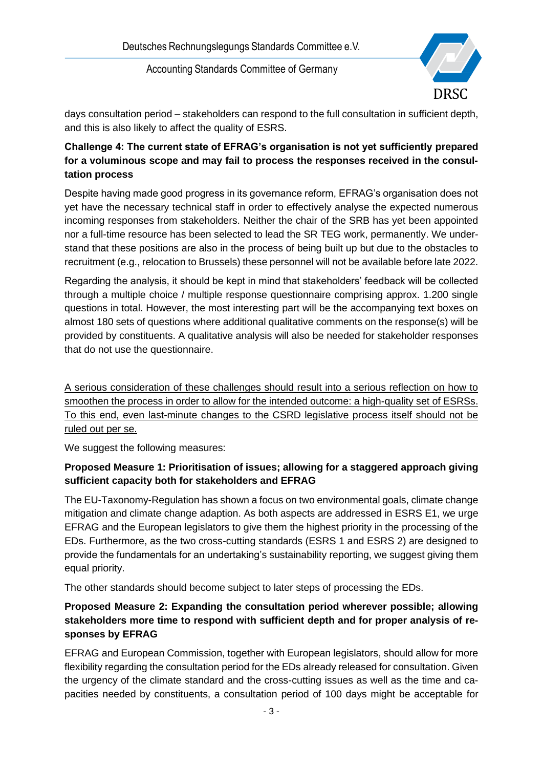days consultation period – stakeholders can respond to the full consultation in sufficient depth, and this is also likely to affect the quality of ESRS.

**Challenge 4: The current state of EFRAG's organisation is not yet sufficiently prepared for a voluminous scope and may fail to process the responses received in the consultation process**

Despite having made good progress in its governance reform, EFRAG's organisation does not yet have the necessary technical staff in order to effectively analyse the expected numerous incoming responses from stakeholders. Neither the chair of the SRB has yet been appointed nor a full-time resource has been selected to lead the SR TEG work, permanently. We understand that these positions are also in the process of being built up but due to the obstacles to recruitment (e.g., relocation to Brussels) these personnel will not be available before late 2022.

Regarding the analysis, it should be kept in mind that stakeholders' feedback will be collected through a multiple choice / multiple response questionnaire comprising approx. 1.200 single questions in total. However, the most interesting part will be the accompanying text boxes on almost 180 sets of questions where additional qualitative comments on the response(s) will be provided by constituents. A qualitative analysis will also be needed for stakeholder responses that do not use the questionnaire.

<u>A serious consideration of these challenges should result into a serious reflection on how to smoothen the process in order to allow for the intended outcome: a high-quality set of ESRSs. To this end, even last-minute changes to the CSRD legislative process itself should not be ruled out per se.</u>

We suggest the following measures:

**Proposed Measure 1: Prioritisation of issues; allowing for a staggered approach giving sufficient capacity both for stakeholders and EFRAG**

The EU-Taxonomy-Regulation has shown a focus on two environmental goals, climate change mitigation and climate change adaption. As both aspects are addressed in ESRS E1, we urge EFRAG and the European legislators to give them the highest priority in the processing of the EDs. Furthermore, as the two cross-cutting standards (ESRS 1 and ESRS 2) are designed to provide the fundamentals for an undertaking's sustainability reporting, we suggest giving them equal priority.

The other standards should become subject to later steps of processing the EDs.

**Proposed Measure 2: Expanding the consultation period wherever possible; allowing stakeholders more time to respond with sufficient depth and for proper analysis of responses by EFRAG**

EFRAG and European Commission, together with European legislators, should allow for more flexibility regarding the consultation period for the EDs already released for consultation. Given the urgency of the climate standard and the cross-cutting issues as well as the time and capacities needed by constituents, a consultation period of 100 days might be acceptable for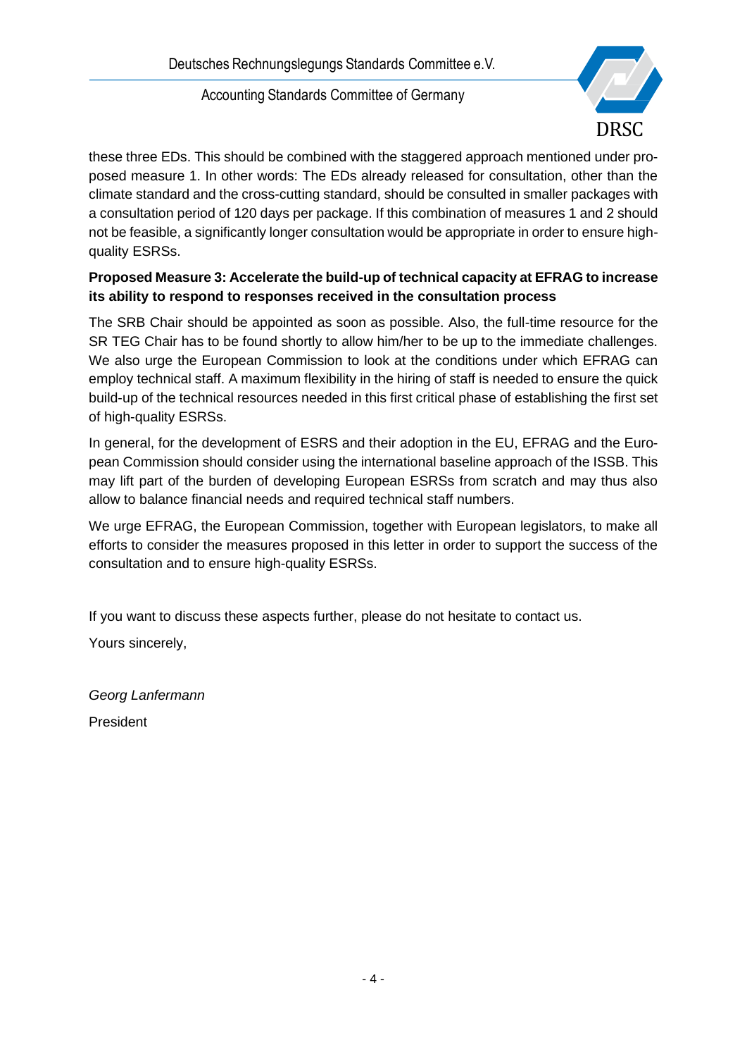these three EDs. This should be combined with the staggered approach mentioned under proposed measure 1. In other words: The EDs already released for consultation, other than the climate standard and the cross-cutting standard, should be consulted in smaller packages with a consultation period of 120 days per package. If this combination of measures 1 and 2 should not be feasible, a significantly longer consultation would be appropriate in order to ensure high-quality ESRSs.

**Proposed Measure 3: Accelerate the build-up of technical capacity at EFRAG to increase its ability to respond to responses received in the consultation process**

The SRB Chair should be appointed as soon as possible. Also, the full-time resource for the SR TEG Chair has to be found shortly to allow him/her to be up to the immediate challenges. We also urge the European Commission to look at the conditions under which EFRAG can employ technical staff. A maximum flexibility in the hiring of staff is needed to ensure the quick build-up of the technical resources needed in this first critical phase of establishing the first set of high-quality ESRSs.

In general, for the development of ESRS and their adoption in the EU, EFRAG and the European Commission should consider using the international baseline approach of the ISSB. This may lift part of the burden of developing European ESRSs from scratch and may thus also allow to balance financial needs and required technical staff numbers.

We urge EFRAG, the European Commission, together with European legislators, to make all efforts to consider the measures proposed in this letter in order to support the success of the consultation and to ensure high-quality ESRSs.

If you want to discuss these aspects further, please do not hesitate to contact us.

Yours sincerely,

*Georg Lanfermann*

President